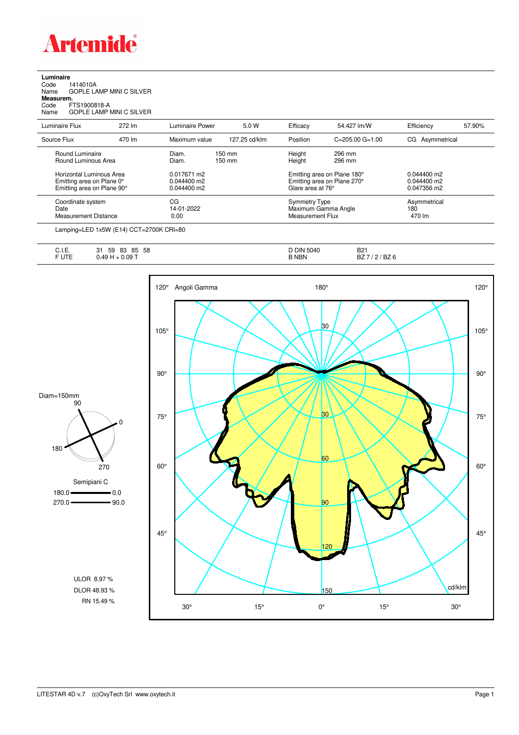# Artemide

**Luminaire**

Code 1414010A
Name GOPLE LAMP MINI C SILVER

**Measurem.**

Code FTS1900818-A
Name GOPLE LAMP MINI C SILVER

| Luminaire Flux | 272 lm | Luminaire Power | 5.0 W | Efficacy | 54.427 lm/W | Efficiency | 57.90% |
|---|---|---|---|---|---|---|---|
| Source Flux | 470 lm | Maximum value | 127.25 cd/klm | Position | C=205.00 G=1.00 | CG | Asymmetrical |

| | | | |
|---|---|---|---|
| Round Luminaire | Diam. 150 mm | Height 296 mm | |
| Round Luminous Area | Diam. 150 mm | Height 296 mm | |
| Horizontal Luminous Area | 0.017671 m2 | Emitting area on Plane 180° | 0.044400 m2 |
| Emitting area on Plane 0° | 0.044400 m2 | Emitting area on Plane 270° | 0.044400 m2 |
| Emitting area on Plane 90° | 0.044400 m2 | Glare area at 76° | 0.047356 m2 |
| Coordinate system | CG | Symmetry Type | Asymmetrical |
| Date | 14-01-2022 | Maximum Gamma Angle | 180 |
| Measurement Distance | 0.00 | Measurement Flux | 470 lm |

Lamping=LED 1x5W (E14) CCT=2700K CRI=80

| | | | |
|---|---|---|---|
| C.I.E. | 31 59 83 85 58 | D DIN 5040 | B21 |
| F UTE | 0.49 H + 0.09 T | B NBN | BZ 7 / 2 / BZ 6 |

Diam=150mm

Semipiani C

180.0 — 0.0
270.0 — 90.0

ULOR 8.97 %
DLOR 48.93 %
RN 15.49 %

Angoli Gamma — cd/klm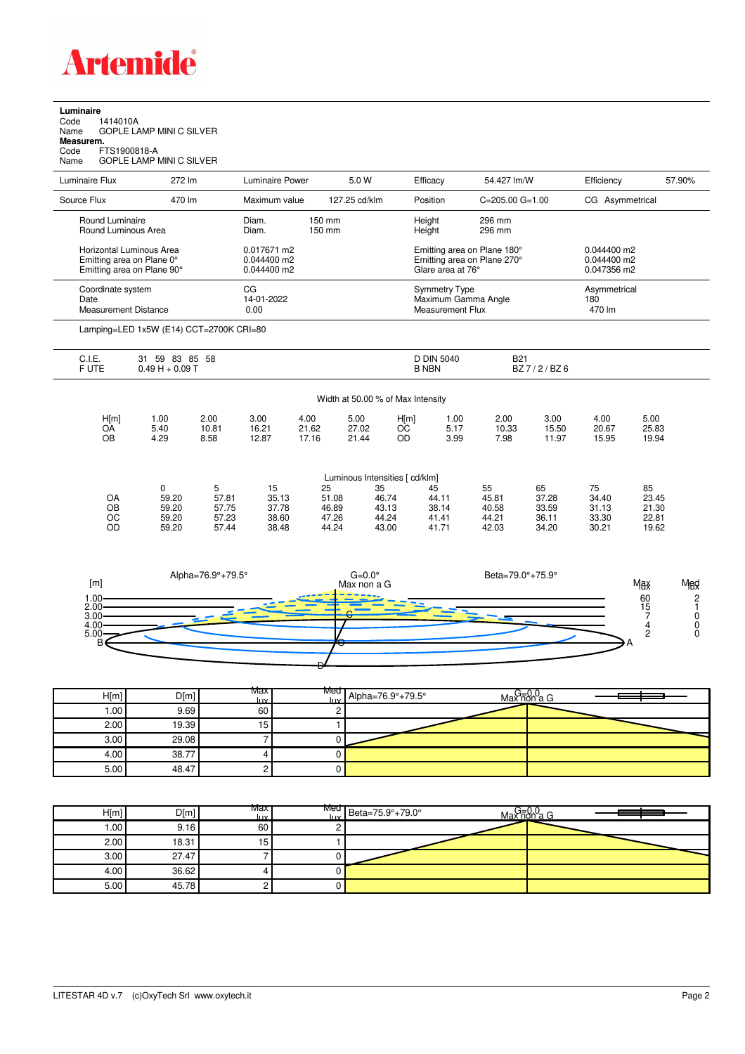# Artemide

**Luminaire**
Code 1414010A
Name GOPLE LAMP MINI C SILVER
**Measurem.**
Code FTS1900818-A
Name GOPLE LAMP MINI C SILVER

| | | | | | | | |
|---|---|---|---|---|---|---|---|
| Luminaire Flux | 272 lm | Luminaire Power | 5.0 W | Efficacy | 54.427 lm/W | Efficiency | 57.90% |
| Source Flux | 470 lm | Maximum value | 127.25 cd/klm | Position | C=205.00 G=1.00 | CG | Asymmetrical |

| | | | | | |
|---|---|---|---|---|---|
| Round Luminaire | Diam. | 150 mm | Height | 296 mm | |
| Round Luminous Area | Diam. | 150 mm | Height | 296 mm | |
| Horizontal Luminous Area | 0.017671 m2 | | Emitting area on Plane 180° | | 0.044400 m2 |
| Emitting area on Plane 0° | 0.044400 m2 | | Emitting area on Plane 270° | | 0.044400 m2 |
| Emitting area on Plane 90° | 0.044400 m2 | | Glare area at 76° | | 0.047356 m2 |

| | | | |
|---|---|---|---|
| Coordinate system | CG | Symmetry Type | Asymmetrical |
| Date | 14-01-2022 | Maximum Gamma Angle | 180 |
| Measurement Distance | 0.00 | Measurement Flux | 470 lm |

Lamping=LED 1x5W (E14) CCT=2700K CRI=80

| | | | |
|---|---|---|---|
| C.I.E. | 31 59 83 85 58 | D DIN 5040 | B21 |
| F UTE | 0.49 H + 0.09 T | B NBN | BZ 7 / 2 / BZ 6 |

Width at 50.00 % of Max Intensity

| H[m] | 1.00 | 2.00 | 3.00 | 4.00 | 5.00 | H[m] | 1.00 | 2.00 | 3.00 | 4.00 | 5.00 |
|---|---|---|---|---|---|---|---|---|---|---|---|
| OA | 5.40 | 10.81 | 16.21 | 21.62 | 27.02 | OC | 5.17 | 10.33 | 15.50 | 20.67 | 25.83 |
| OB | 4.29 | 8.58 | 12.87 | 17.16 | 21.44 | OD | 3.99 | 7.98 | 11.97 | 15.95 | 19.94 |

Luminous Intensities [ cd/klm]

| | 0 | 5 | 15 | 25 | 35 | 45 | 55 | 65 | 75 | 85 |
|---|---|---|---|---|---|---|---|---|---|---|
| OA | 59.20 | 57.81 | 35.13 | 51.08 | 46.74 | 44.11 | 45.81 | 37.28 | 34.40 | 23.45 |
| OB | 59.20 | 57.75 | 37.78 | 46.89 | 43.13 | 38.14 | 40.58 | 33.59 | 31.13 | 21.30 |
| OC | 59.20 | 57.23 | 38.60 | 47.26 | 44.24 | 41.41 | 44.21 | 36.11 | 33.30 | 22.81 |
| OD | 59.20 | 57.44 | 38.48 | 44.24 | 43.00 | 41.71 | 42.03 | 34.20 | 30.21 | 19.62 |

Alpha=76.9°+79.5°
G=0.0°
Max non a G
Beta=79.0°+75.9°
[m]
1.00
2.00
3.00
4.00
5.00
B A C D O
Max lux: 60 15 7 4 2
Med lux: 2 1 0 0 0

| H[m] | D[m] | Max lux | Med lux | Alpha=76.9°+79.5° |
|---|---|---|---|---|
| 1.00 | 9.69 | 60 | 2 | |
| 2.00 | 19.39 | 15 | 1 | |
| 3.00 | 29.08 | 7 | 0 | |
| 4.00 | 38.77 | 4 | 0 | |
| 5.00 | 48.47 | 2 | 0 | |

| H[m] | D[m] | Max lux | Med lux | Beta=75.9°+79.0° |
|---|---|---|---|---|
| 1.00 | 9.16 | 60 | 2 | |
| 2.00 | 18.31 | 15 | 1 | |
| 3.00 | 27.47 | 7 | 0 | |
| 4.00 | 36.62 | 4 | 0 | |
| 5.00 | 45.78 | 2 | 0 | |

LITESTAR 4D v.7 (c)OxyTech Srl www.oxytech.it